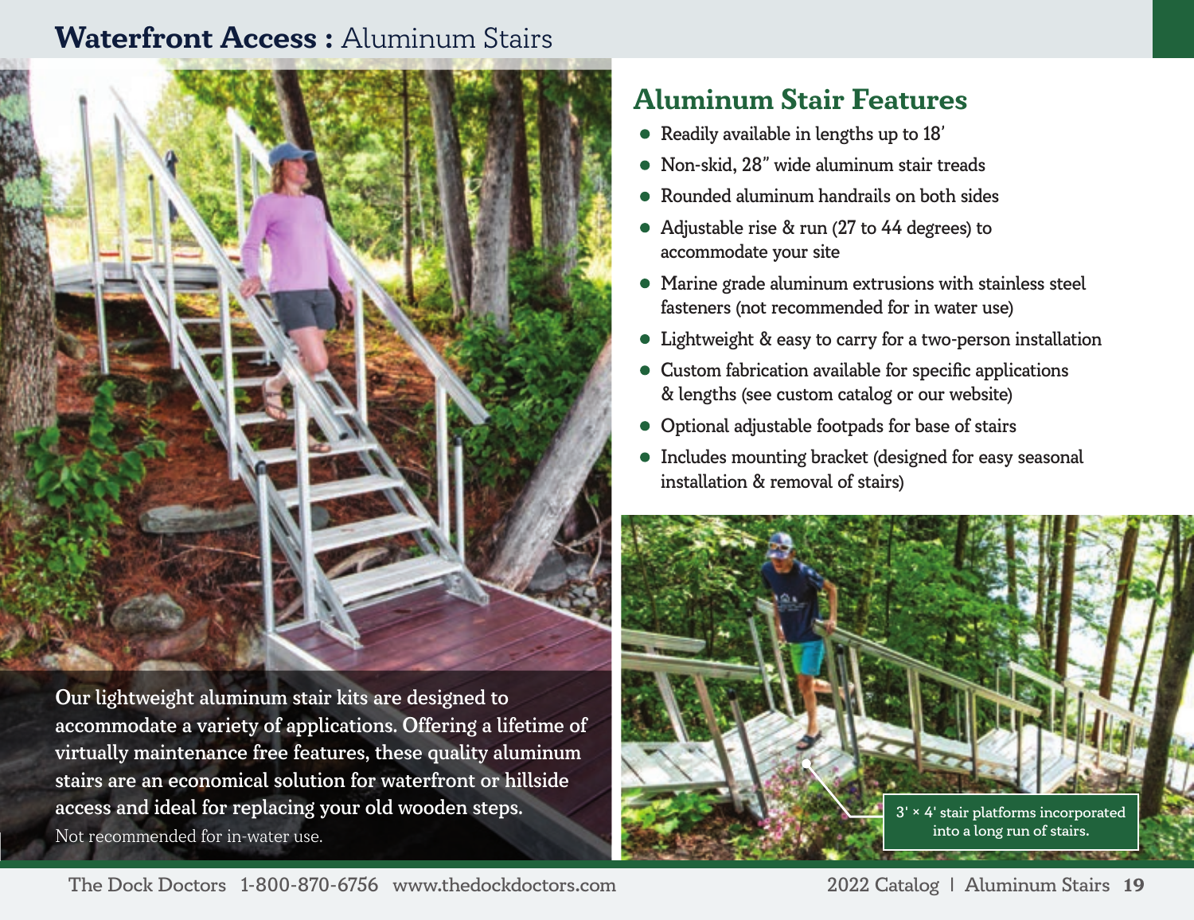# Waterfront Access : Aluminum Stairs

Our lightweight aluminum stair kits are designed to accommodate a variety of applications. Offering a lifetime of virtually maintenance free features, these quality aluminum stairs are an economical solution for waterfront or hillside access and ideal for replacing your old wooden steps.

Not recommended for in-water use.

## Aluminum Stair Features

- Readily available in lengths up to 18′
- Non-skid, 28″ wide aluminum stair treads
- Rounded aluminum handrails on both sides
- Adjustable rise & run (27 to 44 degrees) to accommodate your site
- Marine grade aluminum extrusions with stainless steel fasteners (not recommended for in water use)
- Lightweight & easy to carry for a two-person installation
- Custom fabrication available for specific applications & lengths (see custom catalog or our website)
- Optional adjustable footpads for base of stairs
- Includes mounting bracket (designed for easy seasonal installation & removal of stairs)

3' × 4' stair platforms incorporated into a long run of stairs.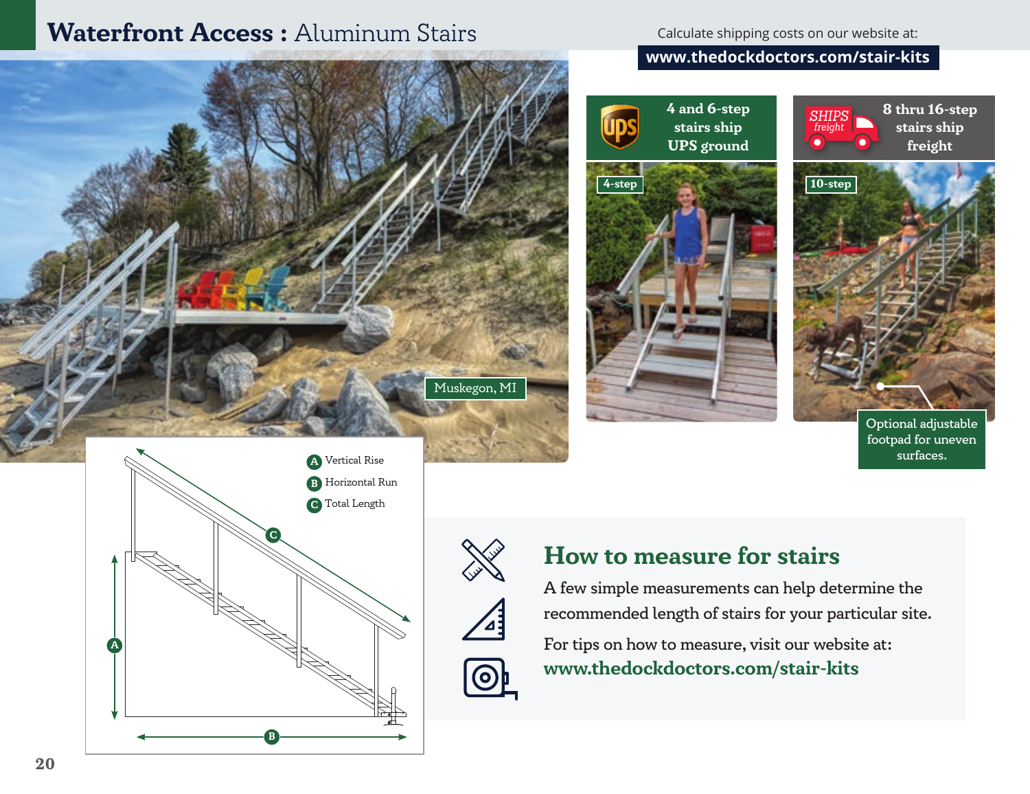# **Waterfront Access :** Aluminum Stairs

Calculate shipping costs on our website at:

**www.thedockdoctors.com/stair-kits**

**4 and 6-step stairs ship UPS ground**

**8 thru 16-step stairs ship freight**

SHIPS freight

4-step

10-step

Muskegon, MI

Optional adjustable footpad for uneven surfaces.

A Vertical Rise
B Horizontal Run
C Total Length

## How to measure for stairs

A few simple measurements can help determine the recommended length of stairs for your particular site.

For tips on how to measure, visit our website at:
**www.thedockdoctors.com/stair-kits**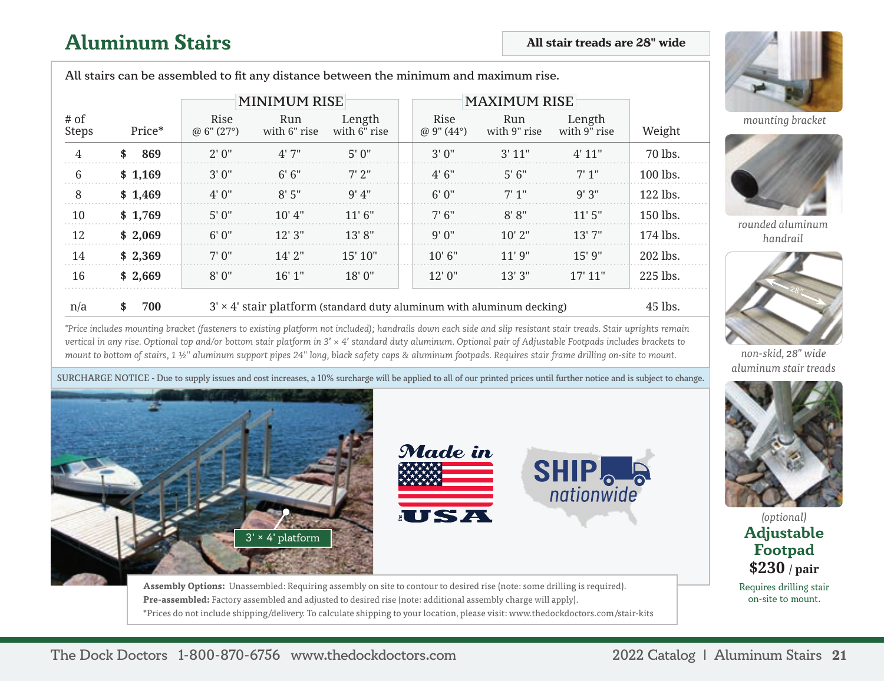# Aluminum Stairs

**All stair treads are 28" wide**

All stairs can be assembled to fit any distance between the minimum and maximum rise.

| | | MINIMUM RISE | | | MAXIMUM RISE | | | |
|---|---|---|---|---|---|---|---|---|
| # of Steps | Price* | Rise @ 6" (27°) | Run with 6" rise | Length with 6" rise | Rise @ 9" (44°) | Run with 9" rise | Length with 9" rise | Weight |
| 4 | $ 869 | 2' 0" | 4' 7" | 5' 0" | 3' 0" | 3' 11" | 4' 11" | 70 lbs. |
| 6 | $ 1,169 | 3' 0" | 6' 6" | 7' 2" | 4' 6" | 5' 6" | 7' 1" | 100 lbs. |
| 8 | $ 1,469 | 4' 0" | 8' 5" | 9' 4" | 6' 0" | 7' 1" | 9' 3" | 122 lbs. |
| 10 | $ 1,769 | 5' 0" | 10' 4" | 11' 6" | 7' 6" | 8' 8" | 11' 5" | 150 lbs. |
| 12 | $ 2,069 | 6' 0" | 12' 3" | 13' 8" | 9' 0" | 10' 2" | 13' 7" | 174 lbs. |
| 14 | $ 2,369 | 7' 0" | 14' 2" | 15' 10" | 10' 6" | 11' 9" | 15' 9" | 202 lbs. |
| 16 | $ 2,669 | 8' 0" | 16' 1" | 18' 0" | 12' 0" | 13' 3" | 17' 11" | 225 lbs. |
| n/a | $ 700 | 3' × 4' stair platform (standard duty aluminum with aluminum decking) | | | | | | 45 lbs. |

*\*Price includes mounting bracket (fasteners to existing platform not included); handrails down each side and slip resistant stair treads. Stair uprights remain vertical in any rise. Optional top and/or bottom stair platform in 3' × 4' standard duty aluminum. Optional pair of Adjustable Footpads includes brackets to mount to bottom of stairs, 1 ½" aluminum support pipes 24" long, black safety caps & aluminum footpads. Requires stair frame drilling on-site to mount.*

SURCHARGE NOTICE - Due to supply issues and cost increases, a 10% surcharge will be applied to all of our printed prices until further notice and is subject to change.

3' × 4' platform

Made in the USA

SHIP nationwide

**Assembly Options:** Unassembled: Requiring assembly on site to contour to desired rise (note: some drilling is required).
**Pre-assembled:** Factory assembled and adjusted to desired rise (note: additional assembly charge will apply).
\*Prices do not include shipping/delivery. To calculate shipping to your location, please visit: www.thedockdoctors.com/stair-kits

*mounting bracket*

*rounded aluminum handrail*

*non-skid, 28" wide aluminum stair treads*

*(optional)*
**Adjustable Footpad**
**$230 / pair**
Requires drilling stair on-site to mount.

The Dock Doctors 1-800-870-6756 www.thedockdoctors.com